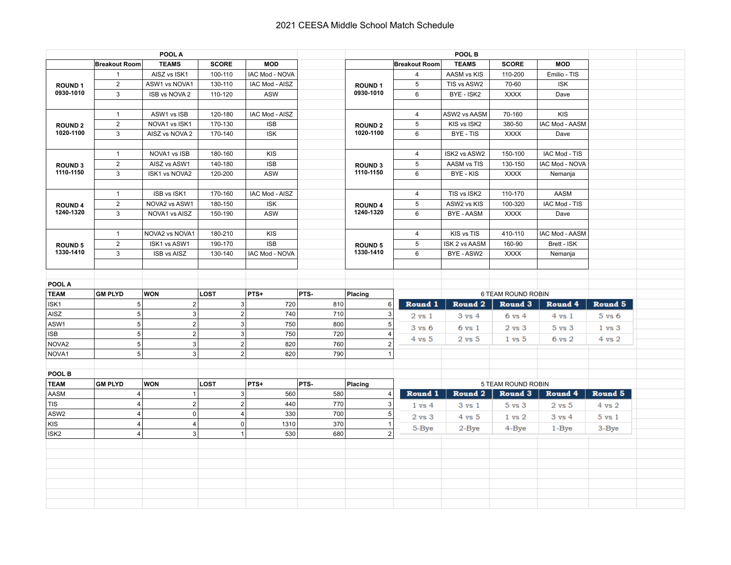# 2021 CEESA Middle School Match Schedule

## POOL A

| | Breakout Room | TEAMS | SCORE | MOD |
|---|---|---|---|---|
| ROUND 1 0930-1010 | 1 | AISZ vs ISK1 | 100-110 | IAC Mod - NOVA |
| | 2 | ASW1 vs NOVA1 | 130-110 | IAC Mod - AISZ |
| | 3 | ISB vs NOVA 2 | 110-120 | ASW |
| ROUND 2 1020-1100 | 1 | ASW1 vs ISB | 120-180 | IAC Mod - AISZ |
| | 2 | NOVA1 vs ISK1 | 170-130 | ISB |
| | 3 | AISZ vs NOVA 2 | 170-140 | ISK |
| ROUND 3 1110-1150 | 1 | NOVA1 vs ISB | 180-160 | KIS |
| | 2 | AISZ vs ASW1 | 140-180 | ISB |
| | 3 | ISK1 vs NOVA2 | 120-200 | ASW |
| ROUND 4 1240-1320 | 1 | ISB vs ISK1 | 170-160 | IAC Mod - AISZ |
| | 2 | NOVA2 vs ASW1 | 180-150 | ISK |
| | 3 | NOVA1 vs AISZ | 150-190 | ASW |
| ROUND 5 1330-1410 | 1 | NOVA2 vs NOVA1 | 180-210 | KIS |
| | 2 | ISK1 vs ASW1 | 190-170 | ISB |
| | 3 | ISB vs AISZ | 130-140 | IAC Mod - NOVA |

## POOL B

| | Breakout Room | TEAMS | SCORE | MOD |
|---|---|---|---|---|
| ROUND 1 0930-1010 | 4 | AASM vs KIS | 110-200 | Emilio - TIS |
| | 5 | TIS vs ASW2 | 70-60 | ISK |
| | 6 | BYE - ISK2 | XXXX | Dave |
| ROUND 2 1020-1100 | 4 | ASW2 vs AASM | 70-160 | KIS |
| | 5 | KIS vs ISK2 | 380-50 | IAC Mod - AASM |
| | 6 | BYE - TIS | XXXX | Dave |
| ROUND 3 1110-1150 | 4 | ISK2 vs ASW2 | 150-100 | IAC Mod - TIS |
| | 5 | AASM vs TIS | 130-150 | IAC Mod - NOVA |
| | 6 | BYE - KIS | XXXX | Nemanja |
| ROUND 4 1240-1320 | 4 | TIS vs ISK2 | 110-170 | AASM |
| | 5 | ASW2 vs KIS | 100-320 | IAC Mod - TIS |
| | 6 | BYE - AASM | XXXX | Dave |
| ROUND 5 1330-1410 | 4 | KIS vs TIS | 410-110 | IAC Mod - AASM |
| | 5 | ISK 2 vs AASM | 160-90 | Brett - ISK |
| | 6 | BYE - ASW2 | XXXX | Nemanja |

## POOL A

| TEAM | GM PLYD | WON | LOST | PTS+ | PTS- | Placing |
|---|---|---|---|---|---|---|
| ISK1 | 5 | 2 | 3 | 720 | 810 | 6 |
| AISZ | 5 | 3 | 2 | 740 | 710 | 3 |
| ASW1 | 5 | 2 | 3 | 750 | 800 | 5 |
| ISB | 5 | 2 | 3 | 750 | 720 | 4 |
| NOVA2 | 5 | 3 | 2 | 820 | 760 | 2 |
| NOVA1 | 5 | 3 | 2 | 820 | 790 | 1 |

### 6 TEAM ROUND ROBIN

| Round 1 | Round 2 | Round 3 | Round 4 | Round 5 |
|---|---|---|---|---|
| 2 vs 1 | 3 vs 4 | 6 vs 4 | 4 vs 1 | 5 vs 6 |
| 3 vs 6 | 6 vs 1 | 2 vs 3 | 5 vs 3 | 1 vs 3 |
| 4 vs 5 | 2 vs 5 | 1 vs 5 | 6 vs 2 | 4 vs 2 |

## POOL B

| TEAM | GM PLYD | WON | LOST | PTS+ | PTS- | Placing |
|---|---|---|---|---|---|---|
| AASM | 4 | 1 | 3 | 560 | 580 | 4 |
| TIS | 4 | 2 | 2 | 440 | 770 | 3 |
| ASW2 | 4 | 0 | 4 | 330 | 700 | 5 |
| KIS | 4 | 4 | 0 | 1310 | 370 | 1 |
| ISK2 | 4 | 3 | 1 | 530 | 680 | 2 |

### 5 TEAM ROUND ROBIN

| Round 1 | Round 2 | Round 3 | Round 4 | Round 5 |
|---|---|---|---|---|
| 1 vs 4 | 3 vs 1 | 5 vs 3 | 2 vs 5 | 4 vs 2 |
| 2 vs 3 | 4 vs 5 | 1 vs 2 | 3 vs 4 | 5 vs 1 |
| 5-Bye | 2-Bye | 4-Bye | 1-Bye | 3-Bye |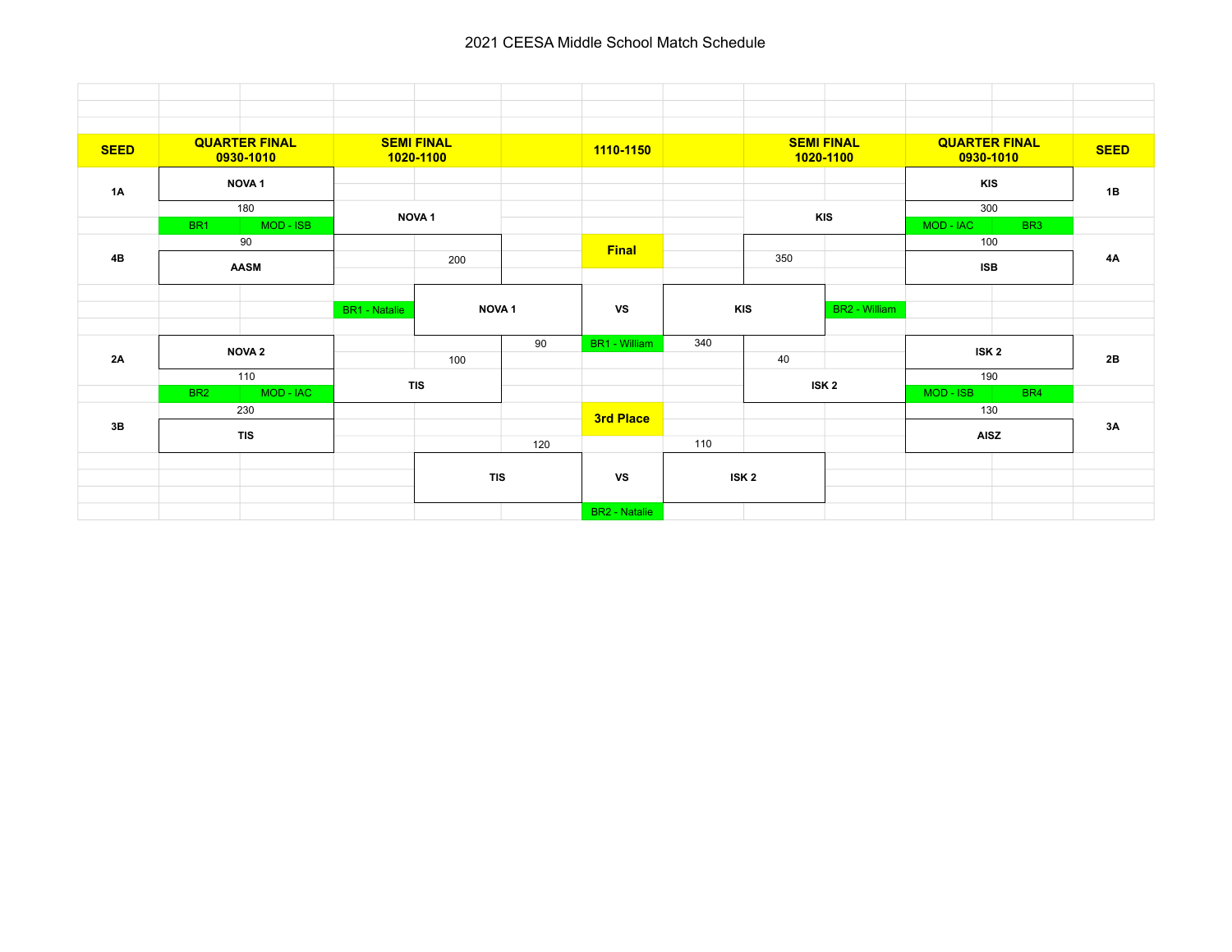# 2021 CEESA Middle School Match Schedule

| SEED | QUARTER FINAL 0930-1010 | | SEMI FINAL 1020-1100 | | | 1110-1150 | | SEMI FINAL 1020-1100 | | QUARTER FINAL 0930-1010 | | SEED |
|---|---|---|---|---|---|---|---|---|---|---|---|---|
| 1A | NOVA 1 | | | | | | | | | KIS | | 1B |
| | 180 | | NOVA 1 | | | | | KIS | | 300 | | |
| | BR1 | MOD - ISB | | | | | | | | MOD - IAC | BR3 | |
| | 90 | | | | | Final | | | | 100 | | |
| 4B | AASM | | | 200 | | | | 350 | | ISB | | 4A |
| | | | BR1 - Natalie | NOVA 1 | | VS | KIS | | BR2 - William | | | |
| | | | | | 90 | BR1 - William | 340 | | | | | |
| 2A | NOVA 2 | | | 100 | | | | 40 | | ISK 2 | | 2B |
| | 110 | | TIS | | | | | ISK 2 | | 190 | | |
| | BR2 | MOD - IAC | | | | | | | | MOD - ISB | BR4 | |
| | 230 | | | | | 3rd Place | | | | 130 | | |
| 3B | TIS | | | | 120 | | 110 | | | AISZ | | 3A |
| | | | | TIS | | VS | ISK 2 | | | | | |
| | | | | | | BR2 - Natalie | | | | | | |